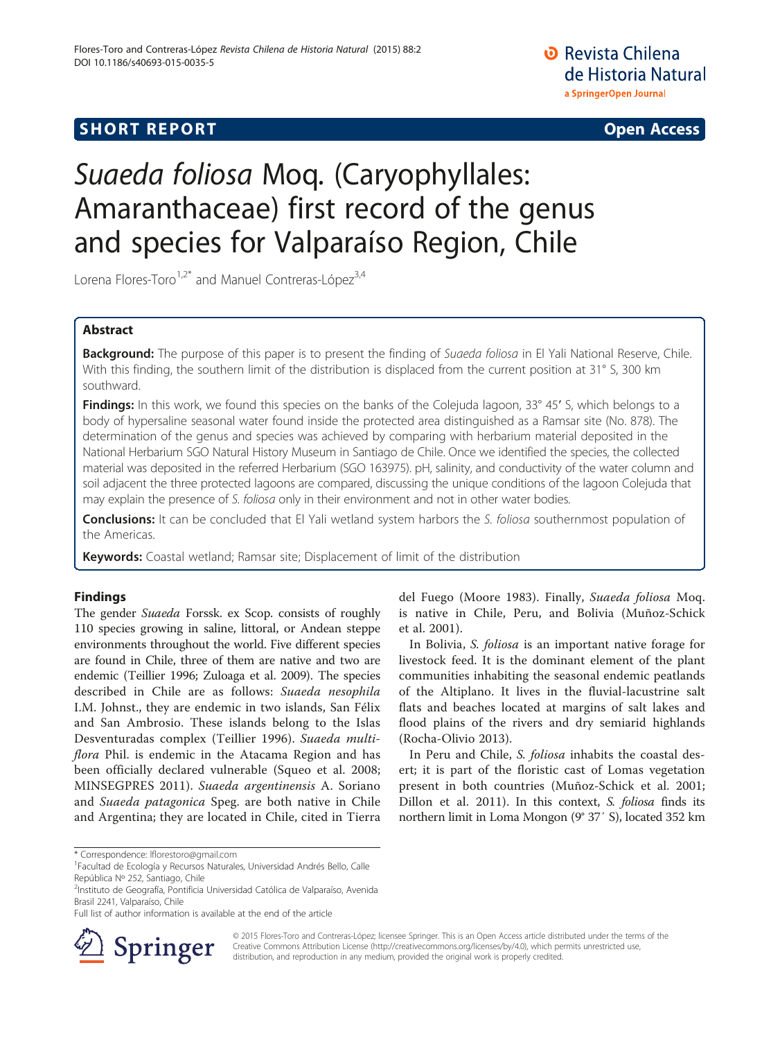SHORT REPORT

Open Access

# *Suaeda foliosa* Moq. (Caryophyllales: Amaranthaceae) first record of the genus and species for Valparaíso Region, Chile

Lorena Flores-Toro[1,2*] and Manuel Contreras-López[3,4]

## Abstract

**Background:** The purpose of this paper is to present the finding of *Suaeda foliosa* in El Yali National Reserve, Chile. With this finding, the southern limit of the distribution is displaced from the current position at 31° S, 300 km southward.

**Findings:** In this work, we found this species on the banks of the Colejuda lagoon, 33° 45′ S, which belongs to a body of hypersaline seasonal water found inside the protected area distinguished as a Ramsar site (No. 878). The determination of the genus and species was achieved by comparing with herbarium material deposited in the National Herbarium SGO Natural History Museum in Santiago de Chile. Once we identified the species, the collected material was deposited in the referred Herbarium (SGO 163975). pH, salinity, and conductivity of the water column and soil adjacent the three protected lagoons are compared, discussing the unique conditions of the lagoon Colejuda that may explain the presence of *S. foliosa* only in their environment and not in other water bodies.

**Conclusions:** It can be concluded that El Yali wetland system harbors the *S. foliosa* southernmost population of the Americas.

**Keywords:** Coastal wetland; Ramsar site; Displacement of limit of the distribution

## Findings

The gender *Suaeda* Forssk. ex Scop. consists of roughly 110 species growing in saline, littoral, or Andean steppe environments throughout the world. Five different species are found in Chile, three of them are native and two are endemic (Teillier 1996; Zuloaga et al. 2009). The species described in Chile are as follows: *Suaeda nesophila* I.M. Johnst., they are endemic in two islands, San Félix and San Ambrosio. These islands belong to the Islas Desventuradas complex (Teillier 1996). *Suaeda multiflora* Phil. is endemic in the Atacama Region and has been officially declared vulnerable (Squeo et al. 2008; MINSEGPRES 2011). *Suaeda argentinensis* A. Soriano and *Suaeda patagonica* Speg. are both native in Chile and Argentina; they are located in Chile, cited in Tierra del Fuego (Moore 1983). Finally, *Suaeda foliosa* Moq. is native in Chile, Peru, and Bolivia (Muñoz-Schick et al. 2001).

In Bolivia, *S. foliosa* is an important native forage for livestock feed. It is the dominant element of the plant communities inhabiting the seasonal endemic peatlands of the Altiplano. It lives in the fluvial-lacustrine salt flats and beaches located at margins of salt lakes and flood plains of the rivers and dry semiarid highlands (Rocha-Olivio 2013).

In Peru and Chile, *S. foliosa* inhabits the coastal desert; it is part of the floristic cast of Lomas vegetation present in both countries (Muñoz-Schick et al. 2001; Dillon et al. 2011). In this context, *S. foliosa* finds its northern limit in Loma Mongon (9° 37′ S), located 352 km

\* Correspondence: lflorestoro@gmail.com
[1]Facultad de Ecología y Recursos Naturales, Universidad Andrés Bello, Calle República Nº 252, Santiago, Chile
[2]Instituto de Geografía, Pontificia Universidad Católica de Valparaíso, Avenida Brasil 2241, Valparaíso, Chile
Full list of author information is available at the end of the article

© 2015 Flores-Toro and Contreras-López; licensee Springer. This is an Open Access article distributed under the terms of the Creative Commons Attribution License (http://creativecommons.org/licenses/by/4.0), which permits unrestricted use, distribution, and reproduction in any medium, provided the original work is properly credited.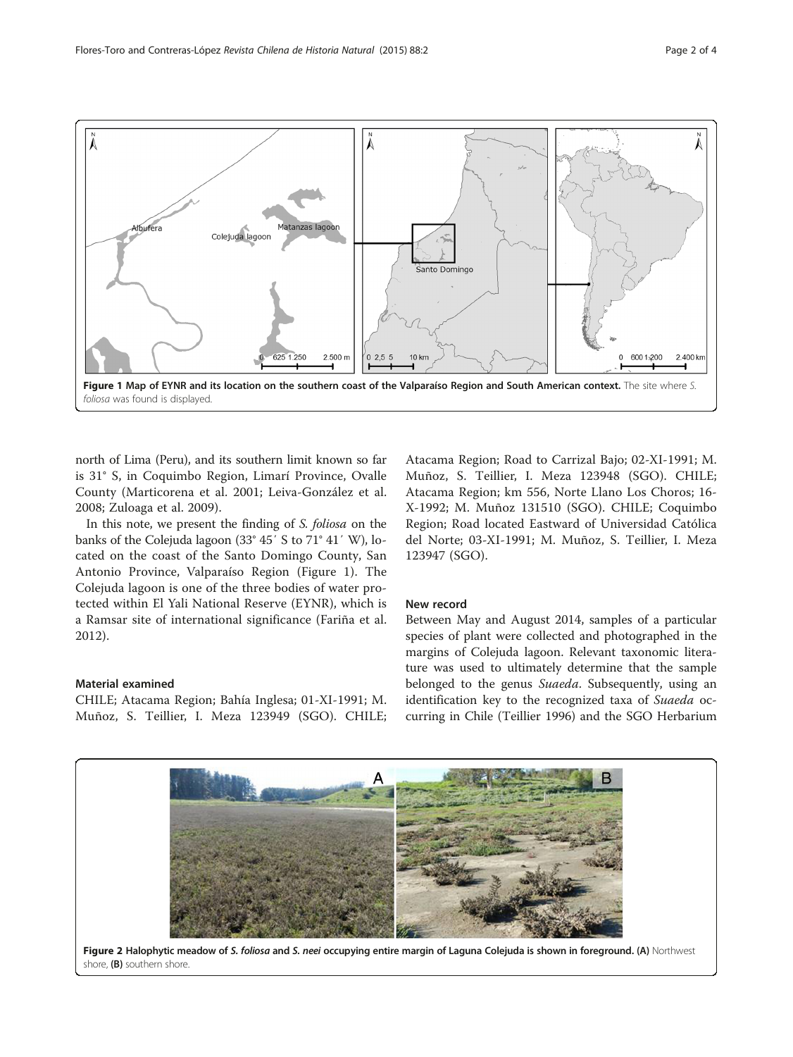Figure 1 Map of EYNR and its location on the southern coast of the Valparaíso Region and South American context. The site where *S. foliosa* was found is displayed.

north of Lima (Peru), and its southern limit known so far is 31° S, in Coquimbo Region, Limarí Province, Ovalle County (Marticorena et al. 2001; Leiva-González et al. 2008; Zuloaga et al. 2009).

In this note, we present the finding of *S. foliosa* on the banks of the Colejuda lagoon (33° 45´ S to 71° 41´ W), located on the coast of the Santo Domingo County, San Antonio Province, Valparaíso Region (Figure 1). The Colejuda lagoon is one of the three bodies of water protected within El Yali National Reserve (EYNR), which is a Ramsar site of international significance (Fariña et al. 2012).

## Material examined

CHILE; Atacama Region; Bahía Inglesa; 01-XI-1991; M. Muñoz, S. Teillier, I. Meza 123949 (SGO). CHILE; Atacama Region; Road to Carrizal Bajo; 02-XI-1991; M. Muñoz, S. Teillier, I. Meza 123948 (SGO). CHILE; Atacama Region; km 556, Norte Llano Los Choros; 16-X-1992; M. Muñoz 131510 (SGO). CHILE; Coquimbo Region; Road located Eastward of Universidad Católica del Norte; 03-XI-1991; M. Muñoz, S. Teillier, I. Meza 123947 (SGO).

## New record

Between May and August 2014, samples of a particular species of plant were collected and photographed in the margins of Colejuda lagoon. Relevant taxonomic literature was used to ultimately determine that the sample belonged to the genus *Suaeda*. Subsequently, using an identification key to the recognized taxa of *Suaeda* occurring in Chile (Teillier 1996) and the SGO Herbarium

Figure 2 Halophytic meadow of *S. foliosa* and *S. neei* occupying entire margin of Laguna Colejuda is shown in foreground. (A) Northwest shore, (B) southern shore.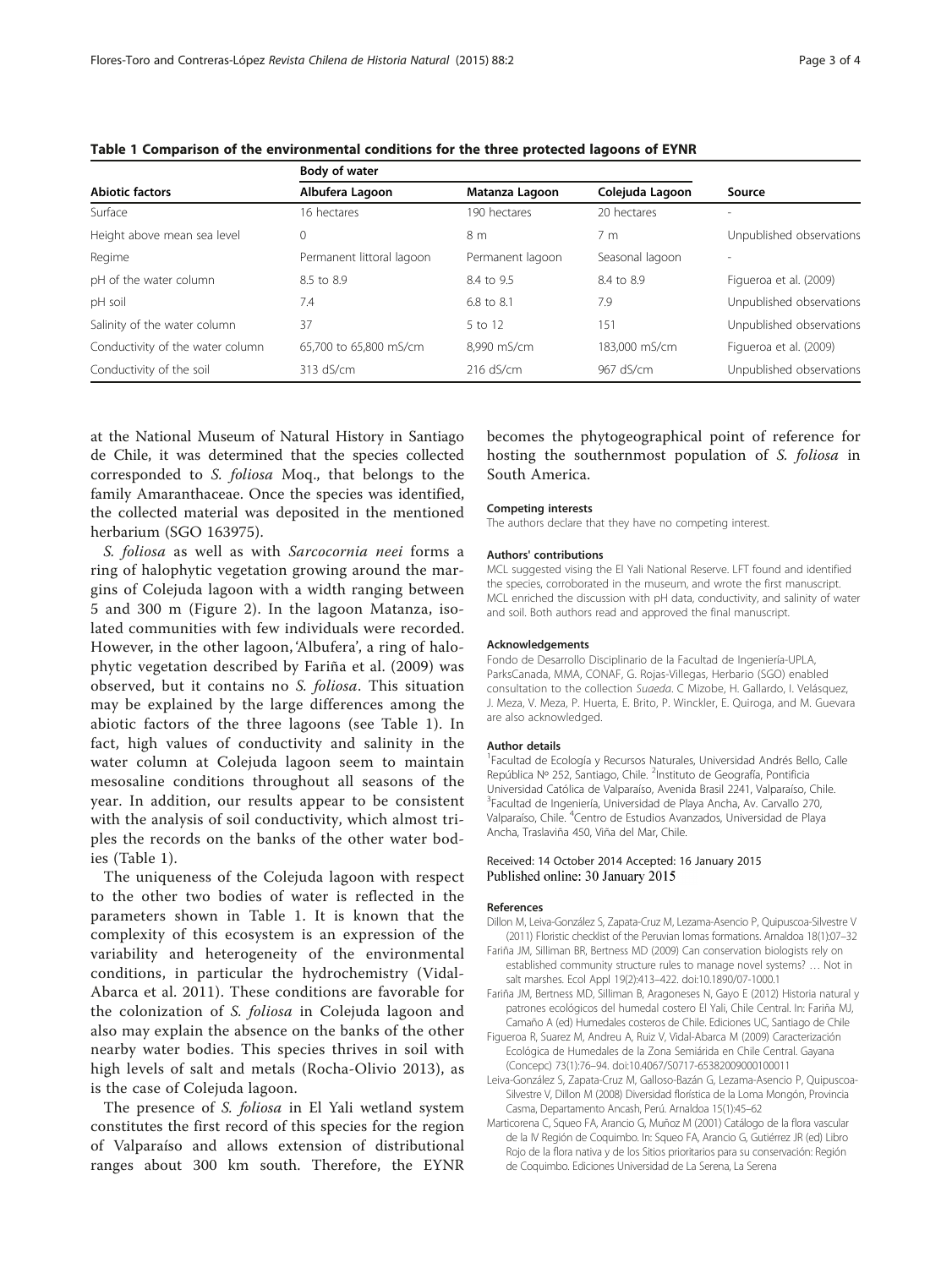**Table 1 Comparison of the environmental conditions for the three protected lagoons of EYNR**

| Abiotic factors | Body of water | | | Source |
|---|---|---|---|---|
| | Albufera Lagoon | Matanza Lagoon | Colejuda Lagoon | |
| Surface | 16 hectares | 190 hectares | 20 hectares | - |
| Height above mean sea level | 0 | 8 m | 7 m | Unpublished observations |
| Regime | Permanent littoral lagoon | Permanent lagoon | Seasonal lagoon | - |
| pH of the water column | 8.5 to 8.9 | 8.4 to 9.5 | 8.4 to 8.9 | Figueroa et al. (2009) |
| pH soil | 7.4 | 6.8 to 8.1 | 7.9 | Unpublished observations |
| Salinity of the water column | 37 | 5 to 12 | 151 | Unpublished observations |
| Conductivity of the water column | 65,700 to 65,800 mS/cm | 8,990 mS/cm | 183,000 mS/cm | Figueroa et al. (2009) |
| Conductivity of the soil | 313 dS/cm | 216 dS/cm | 967 dS/cm | Unpublished observations |

at the National Museum of Natural History in Santiago de Chile, it was determined that the species collected corresponded to *S. foliosa* Moq., that belongs to the family Amaranthaceae. Once the species was identified, the collected material was deposited in the mentioned herbarium (SGO 163975).

*S. foliosa* as well as with *Sarcocornia neei* forms a ring of halophytic vegetation growing around the margins of Colejuda lagoon with a width ranging between 5 and 300 m (Figure 2). In the lagoon Matanza, isolated communities with few individuals were recorded. However, in the other lagoon, 'Albufera', a ring of halophytic vegetation described by Fariña et al. (2009) was observed, but it contains no *S. foliosa*. This situation may be explained by the large differences among the abiotic factors of the three lagoons (see Table 1). In fact, high values of conductivity and salinity in the water column at Colejuda lagoon seem to maintain mesosaline conditions throughout all seasons of the year. In addition, our results appear to be consistent with the analysis of soil conductivity, which almost triples the records on the banks of the other water bodies (Table 1).

The uniqueness of the Colejuda lagoon with respect to the other two bodies of water is reflected in the parameters shown in Table 1. It is known that the complexity of this ecosystem is an expression of the variability and heterogeneity of the environmental conditions, in particular the hydrochemistry (Vidal-Abarca et al. 2011). These conditions are favorable for the colonization of *S. foliosa* in Colejuda lagoon and also may explain the absence on the banks of the other nearby water bodies. This species thrives in soil with high levels of salt and metals (Rocha-Olivio 2013), as is the case of Colejuda lagoon.

The presence of *S. foliosa* in El Yali wetland system constitutes the first record of this species for the region of Valparaíso and allows extension of distributional ranges about 300 km south. Therefore, the EYNR becomes the phytogeographical point of reference for hosting the southernmost population of *S. foliosa* in South America.

#### Competing interests

The authors declare that they have no competing interest.

#### Authors' contributions

MCL suggested vising the El Yali National Reserve. LFT found and identified the species, corroborated in the museum, and wrote the first manuscript. MCL enriched the discussion with pH data, conductivity, and salinity of water and soil. Both authors read and approved the final manuscript.

#### Acknowledgements

Fondo de Desarrollo Disciplinario de la Facultad de Ingeniería-UPLA, ParksCanada, MMA, CONAF, G. Rojas-Villegas, Herbario (SGO) enabled consultation to the collection *Suaeda*. C Mizobe, H. Gallardo, I. Velásquez, J. Meza, V. Meza, P. Huerta, E. Brito, P. Winckler, E. Quiroga, and M. Guevara are also acknowledged.

#### Author details

[1]Facultad de Ecología y Recursos Naturales, Universidad Andrés Bello, Calle República Nº 252, Santiago, Chile. [2]Instituto de Geografía, Pontificia Universidad Católica de Valparaíso, Avenida Brasil 2241, Valparaíso, Chile. [3]Facultad de Ingeniería, Universidad de Playa Ancha, Av. Carvallo 270, Valparaíso, Chile. [4]Centro de Estudios Avanzados, Universidad de Playa Ancha, Traslaviña 450, Viña del Mar, Chile.

Received: 14 October 2014 Accepted: 16 January 2015
Published online: 30 January 2015

#### References

- Dillon M, Leiva-González S, Zapata-Cruz M, Lezama-Asencio P, Quipuscoa-Silvestre V (2011) Floristic checklist of the Peruvian lomas formations. Arnaldoa 18(1):07–32
- Fariña JM, Silliman BR, Bertness MD (2009) Can conservation biologists rely on established community structure rules to manage novel systems? … Not in salt marshes. Ecol Appl 19(2):413–422. doi:10.1890/07-1000.1
- Fariña JM, Bertness MD, Silliman B, Aragoneses N, Gayo E (2012) Historia natural y patrones ecológicos del humedal costero El Yali, Chile Central. In: Fariña MJ, Camaño A (ed) Humedales costeros de Chile. Ediciones UC, Santiago de Chile
- Figueroa R, Suarez M, Andreu A, Ruiz V, Vidal-Abarca M (2009) Caracterización Ecológica de Humedales de la Zona Semiárida en Chile Central. Gayana (Concepc) 73(1):76–94. doi:10.4067/S0717-65382009000100011
- Leiva-González S, Zapata-Cruz M, Galloso-Bazán G, Lezama-Asencio P, Quipuscoa-Silvestre V, Dillon M (2008) Diversidad florística de la Loma Mongón, Provincia Casma, Departamento Ancash, Perú. Arnaldoa 15(1):45–62
- Marticorena C, Squeo FA, Arancio G, Muñoz M (2001) Catálogo de la flora vascular de la IV Región de Coquimbo. In: Squeo FA, Arancio G, Gutiérrez JR (ed) Libro Rojo de la flora nativa y de los Sitios prioritarios para su conservación: Región de Coquimbo. Ediciones Universidad de La Serena, La Serena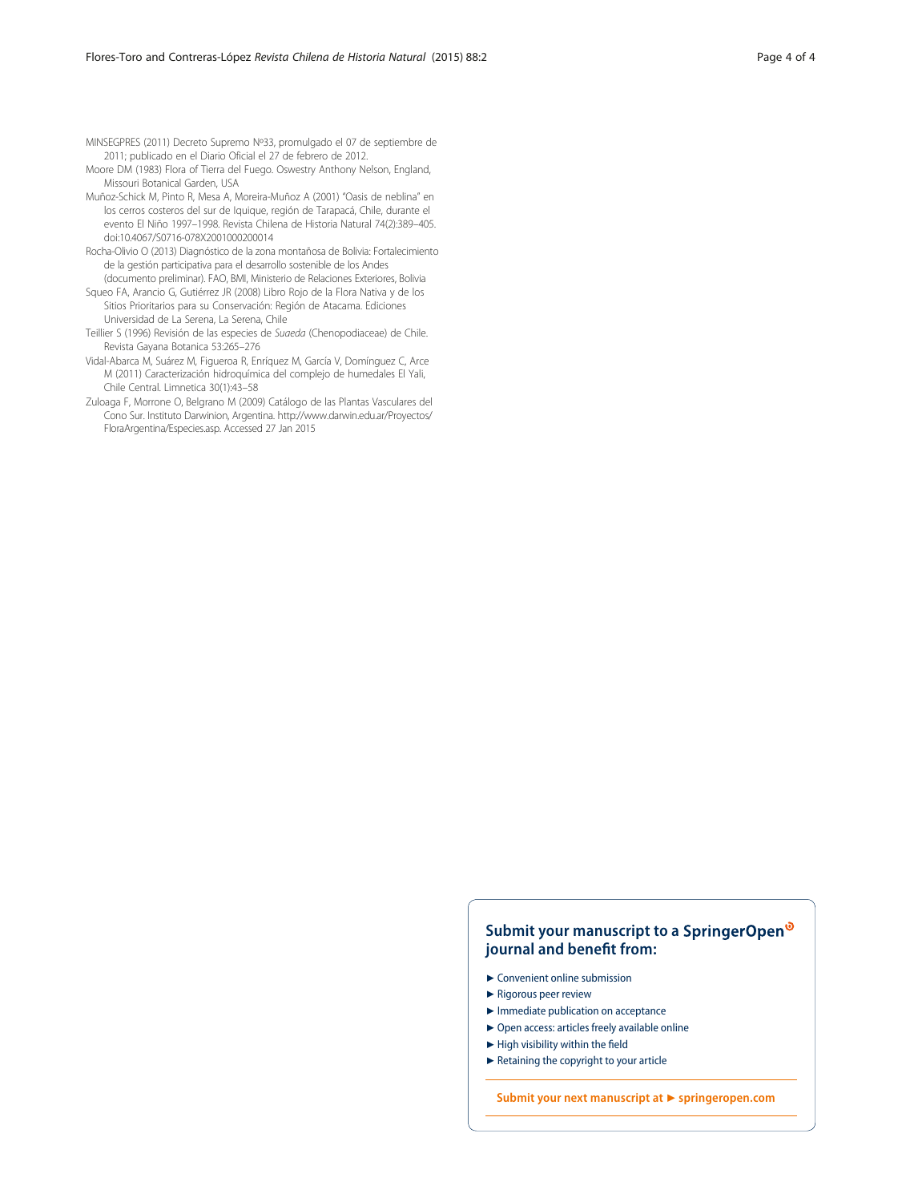MINSEGPRES (2011) Decreto Supremo Nº33, promulgado el 07 de septiembre de 2011; publicado en el Diario Oficial el 27 de febrero de 2012.

Moore DM (1983) Flora of Tierra del Fuego. Oswestry Anthony Nelson, England, Missouri Botanical Garden, USA

Muñoz-Schick M, Pinto R, Mesa A, Moreira-Muñoz A (2001) "Oasis de neblina" en los cerros costeros del sur de Iquique, región de Tarapacá, Chile, durante el evento El Niño 1997–1998. Revista Chilena de Historia Natural 74(2):389–405. doi:10.4067/S0716-078X2001000200014

Rocha-Olivio O (2013) Diagnóstico de la zona montañosa de Bolivia: Fortalecimiento de la gestión participativa para el desarrollo sostenible de los Andes (documento preliminar). FAO, BMI, Ministerio de Relaciones Exteriores, Bolivia

Squeo FA, Arancio G, Gutiérrez JR (2008) Libro Rojo de la Flora Nativa y de los Sitios Prioritarios para su Conservación: Región de Atacama. Ediciones Universidad de La Serena, La Serena, Chile

Teillier S (1996) Revisión de las especies de *Suaeda* (Chenopodiaceae) de Chile. Revista Gayana Botanica 53:265–276

Vidal-Abarca M, Suárez M, Figueroa R, Enríquez M, García V, Domínguez C, Arce M (2011) Caracterización hidroquímica del complejo de humedales El Yali, Chile Central. Limnetica 30(1):43–58

Zuloaga F, Morrone O, Belgrano M (2009) Catálogo de las Plantas Vasculares del Cono Sur. Instituto Darwinion, Argentina. http://www.darwin.edu.ar/Proyectos/FloraArgentina/Especies.asp. Accessed 27 Jan 2015

**Submit your manuscript to a SpringerOpen journal and benefit from:**

- ► Convenient online submission
- ► Rigorous peer review
- ► Immediate publication on acceptance
- ► Open access: articles freely available online
- ► High visibility within the field
- ► Retaining the copyright to your article

**Submit your next manuscript at ► springeropen.com**